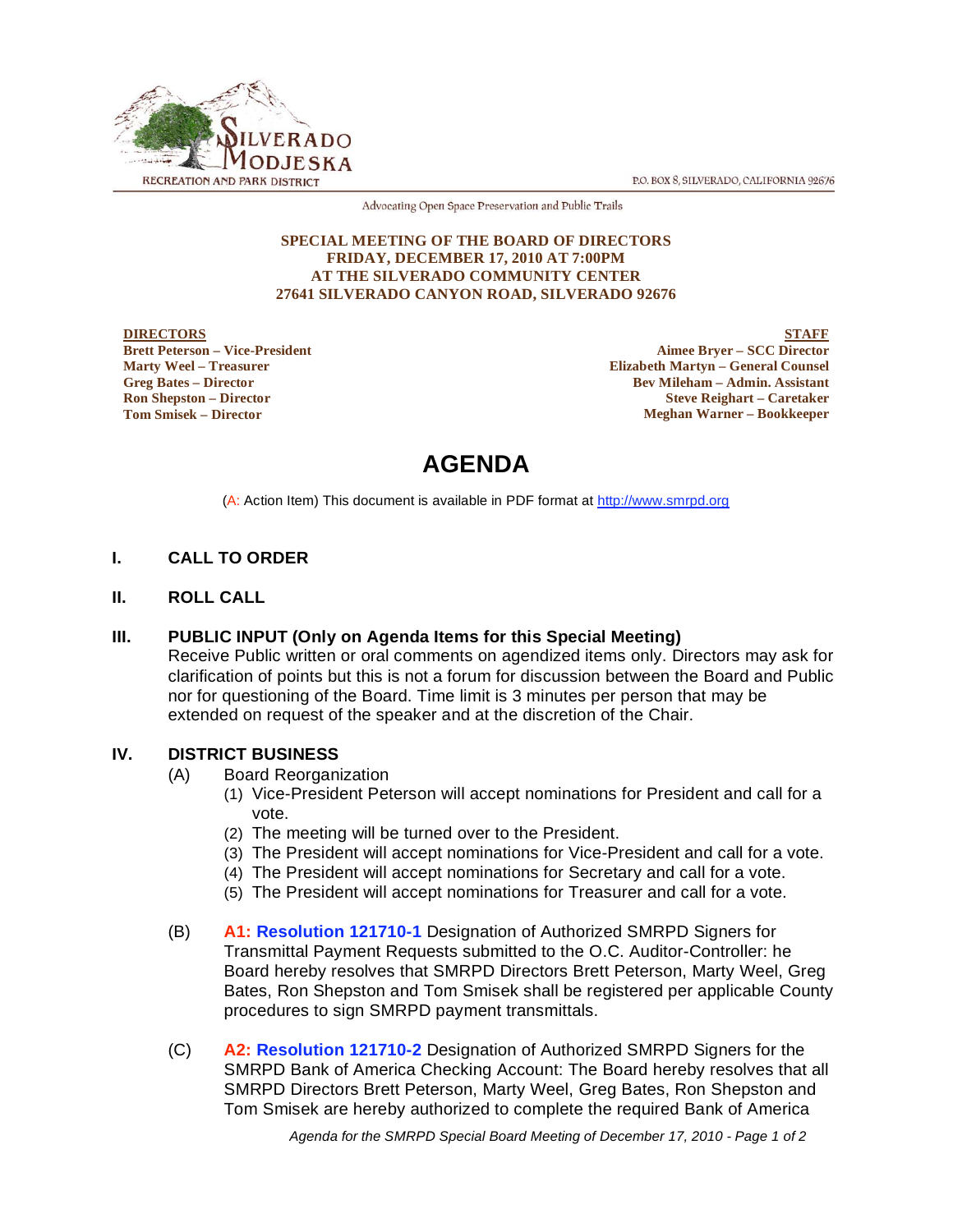SILVERADO MODJESKA RECREATION AND PARK DISTRICT

P.O. BOX 8, SILVERADO, CALIFORNIA 92676

Advocating Open Space Preservation and Public Trails

**SPECIAL MEETING OF THE BOARD OF DIRECTORS**
**FRIDAY, DECEMBER 17, 2010 AT 7:00PM**
**AT THE SILVERADO COMMUNITY CENTER**
**27641 SILVERADO CANYON ROAD, SILVERADO 92676**

| DIRECTORS | STAFF |
| --- | --- |
| Brett Peterson – Vice-President | Aimee Bryer – SCC Director |
| Marty Weel – Treasurer | Elizabeth Martyn – General Counsel |
| Greg Bates – Director | Bev Mileham – Admin. Assistant |
| Ron Shepston – Director | Steve Reighart – Caretaker |
| Tom Smisek – Director | Meghan Warner – Bookkeeper |

# AGENDA

(A: Action Item) This document is available in PDF format at http://www.smrpd.org

## I. CALL TO ORDER

## II. ROLL CALL

## III. PUBLIC INPUT (Only on Agenda Items for this Special Meeting)

Receive Public written or oral comments on agendized items only. Directors may ask for clarification of points but this is not a forum for discussion between the Board and Public nor for questioning of the Board. Time limit is 3 minutes per person that may be extended on request of the speaker and at the discretion of the Chair.

## IV. DISTRICT BUSINESS

(A) Board Reorganization

1. Vice-President Peterson will accept nominations for President and call for a vote.
2. The meeting will be turned over to the President.
3. The President will accept nominations for Vice-President and call for a vote.
4. The President will accept nominations for Secretary and call for a vote.
5. The President will accept nominations for Treasurer and call for a vote.

(B) **A1: Resolution 121710-1** Designation of Authorized SMRPD Signers for Transmittal Payment Requests submitted to the O.C. Auditor-Controller: he Board hereby resolves that SMRPD Directors Brett Peterson, Marty Weel, Greg Bates, Ron Shepston and Tom Smisek shall be registered per applicable County procedures to sign SMRPD payment transmittals.

(C) **A2: Resolution 121710-2** Designation of Authorized SMRPD Signers for the SMRPD Bank of America Checking Account: The Board hereby resolves that all SMRPD Directors Brett Peterson, Marty Weel, Greg Bates, Ron Shepston and Tom Smisek are hereby authorized to complete the required Bank of America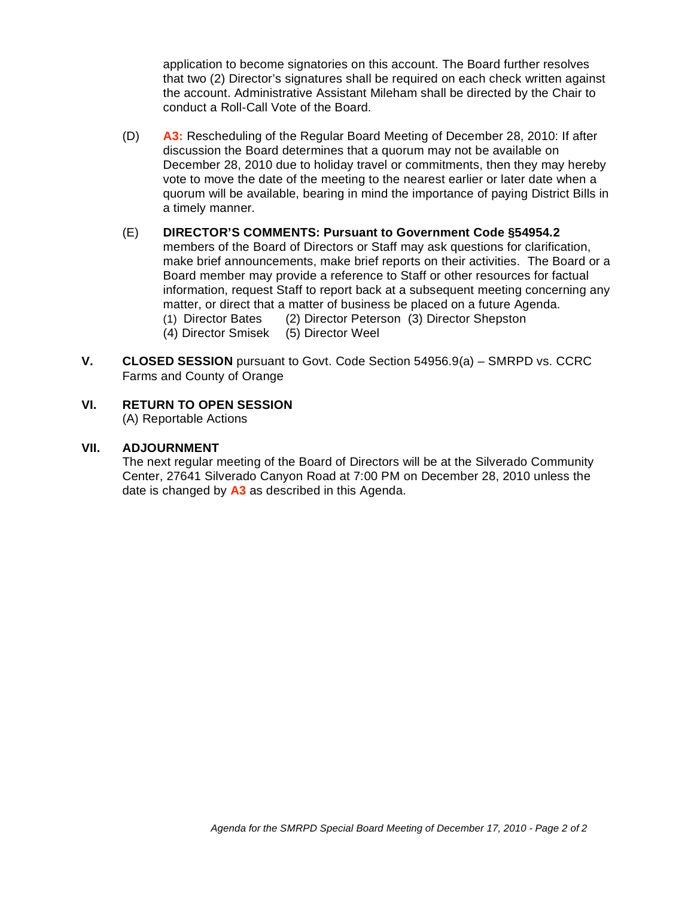application to become signatories on this account. The Board further resolves that two (2) Director's signatures shall be required on each check written against the account. Administrative Assistant Mileham shall be directed by the Chair to conduct a Roll-Call Vote of the Board.

(D) **A3:** Rescheduling of the Regular Board Meeting of December 28, 2010: If after discussion the Board determines that a quorum may not be available on December 28, 2010 due to holiday travel or commitments, then they may hereby vote to move the date of the meeting to the nearest earlier or later date when a quorum will be available, bearing in mind the importance of paying District Bills in a timely manner.

(E) **DIRECTOR'S COMMENTS: Pursuant to Government Code §54954.2** members of the Board of Directors or Staff may ask questions for clarification, make brief announcements, make brief reports on their activities. The Board or a Board member may provide a reference to Staff or other resources for factual information, request Staff to report back at a subsequent meeting concerning any matter, or direct that a matter of business be placed on a future Agenda.
(1) Director Bates (2) Director Peterson (3) Director Shepston
(4) Director Smisek (5) Director Weel

**V. CLOSED SESSION** pursuant to Govt. Code Section 54956.9(a) – SMRPD vs. CCRC Farms and County of Orange

**VI. RETURN TO OPEN SESSION**

(A) Reportable Actions

**VII. ADJOURNMENT**

The next regular meeting of the Board of Directors will be at the Silverado Community Center, 27641 Silverado Canyon Road at 7:00 PM on December 28, 2010 unless the date is changed by **A3** as described in this Agenda.